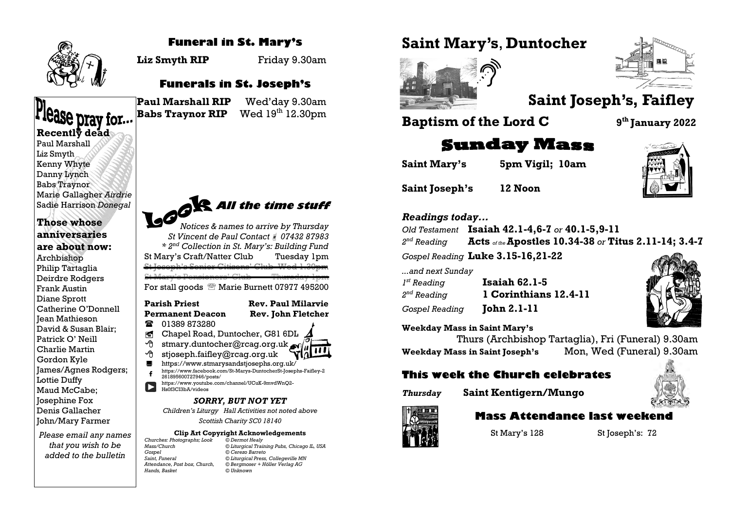## Funeral in St. Mary's

**Liz Smyth RIP** Friday 9.30am

## Funerals in St. Joseph's

**Paul Marshall RIP** Wed'day 9.30am
**Babs Traynor RIP** Wed 19th 12.30pm

# Please pray for...

**Recently dead**

Paul Marshall
Liz Smyth
Kenny Whyte
Danny Lynch
Babs Traynor
Marie Gallagher *Airdrie*
Sadie Harrison *Donegal*

**Those whose anniversaries are about now:**

Archbishop Philip Tartaglia
Deirdre Rodgers
Frank Austin
Diane Sprott
Catherine O'Donnell
Jean Mathieson
David & Susan Blair;
Patrick O' Neill
Charlie Martin
Gordon Kyle
James/Agnes Rodgers;
Lottie Duffy
Maud McCabe;
Josephine Fox
Denis Gallacher
John/Mary Farmer

*Please email any names that you wish to be added to the bulletin*

## Look *All the time stuff*

*Notices & names to arrive by Thursday*
*St Vincent de Paul Contact 07432 87983*
*\* 2nd Collection in St. Mary's: Building Fund*

St Mary's Craft/Natter Club Tuesday 1pm
~~St Joseph's Senior Citizens' Club Wed 1.30pm~~
~~St Mary's Pensioners' Club Thursday 1pm~~
For stall goods Marie Burnett 07977 495200

**Parish Priest** **Rev. Paul Milarvie**
**Permanent Deacon** **Rev. John Fletcher**

01389 873280
Chapel Road, Duntocher, G81 6DL
stmary.duntocher@rcag.org.uk
stjoseph.faifley@rcag.org.uk
https://www.stmarysandstjosephs.org.uk/
https://www.facebook.com/St-Marys-DuntocherSt-Josephs-Faifley-2261895600727946/posts/
https://www.youtube.com/channel/UCuK-9mvdWnQ2-Hs0f3CI3bA/videos

***SORRY, BUT NOT YET***

*Children's Liturgy Hall Activities not noted above*

*Scottish Charity SC0 18140*

**Clip Art Copyright Acknowledgements**

| | |
|---|---|
| *Churches: Photographs; Look* | *© Dermot Healy* |
| *Mass/Church* | *© Liturgical Training Pubs, Chicago IL, USA* |
| *Gospel* | *© Cerezo Barreto* |
| *Saint, Funeral* | *© Liturgical Press, Collegeville MN* |
| *Attendance, Post box, Church,* | *© Bergmoser + Höller Verlag AG* |
| *Hands, Basket* | *© Unknown* |

# Saint Mary's, Duntocher

# Saint Joseph's, Faifley

## Baptism of the Lord C — 9th January 2022

## Sunday Mass

**Saint Mary's** **5pm Vigil; 10am**

**Saint Joseph's** **12 Noon**

### *Readings today...*

*Old Testament* **Isaiah 42.1-4,6-7** *or* **40.1-5,9-11**
*2nd Reading* **Acts** *of the* **Apostles 10.34-38** *or* **Titus 2.11-14; 3.4-7**
*Gospel Reading* **Luke 3.15-16,21-22**

*...and next Sunday*
*1st Reading* **Isaiah 62.1-5**
*2nd Reading* **1 Corinthians 12.4-11**
*Gospel Reading* **John 2.1-11**

**Weekday Mass in Saint Mary's**
Thurs (Archbishop Tartaglia), Fri (Funeral) 9.30am
**Weekday Mass in Saint Joseph's** Mon, Wed (Funeral) 9.30am

## This week the Church celebrates

***Thursday*** **Saint Kentigern/Mungo**

## Mass Attendance last weekend

St Mary's 128 St Joseph's: 72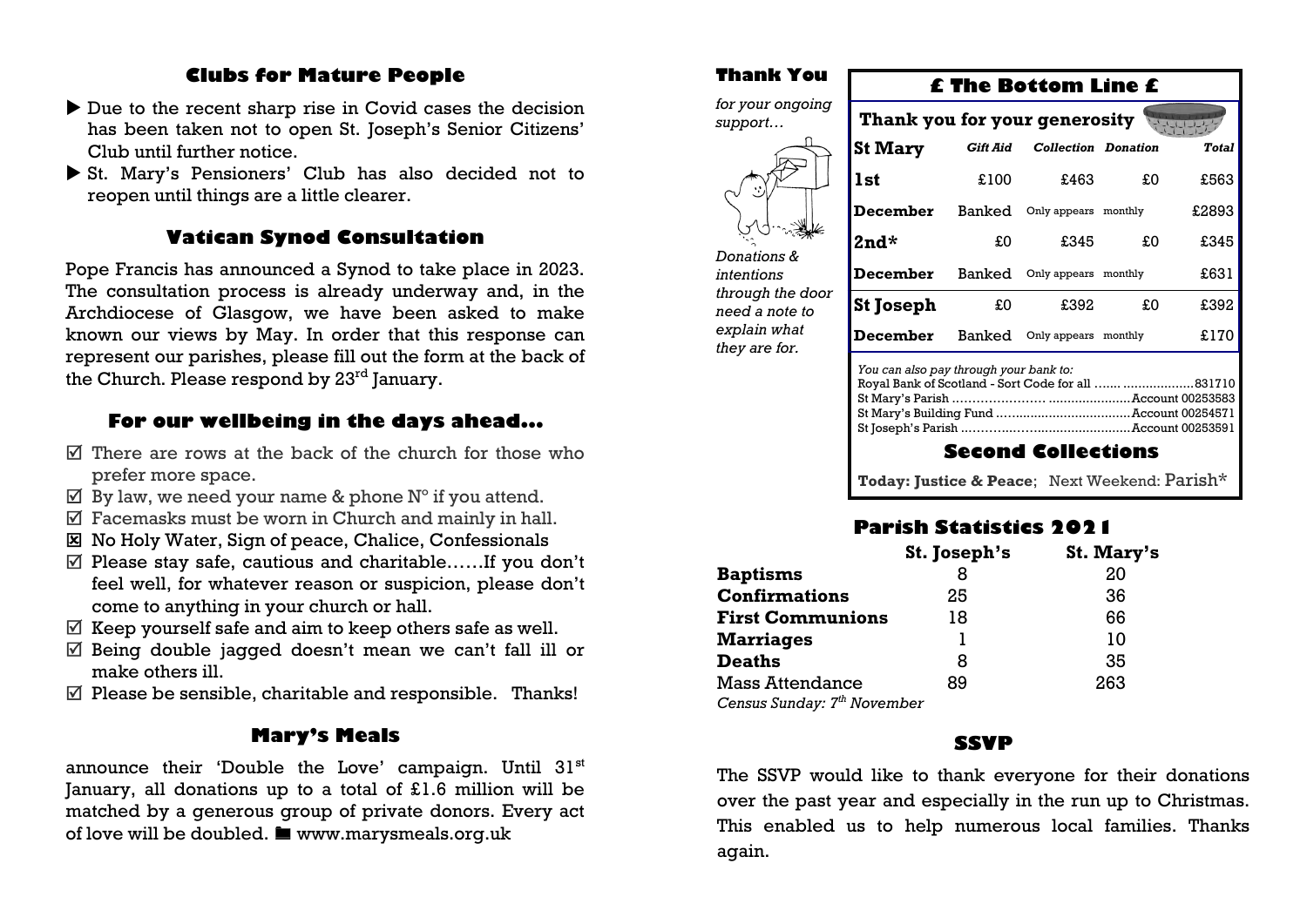## Clubs for Mature People

- ▶ Due to the recent sharp rise in Covid cases the decision has been taken not to open St. Joseph's Senior Citizens' Club until further notice.
- ▶ St. Mary's Pensioners' Club has also decided not to reopen until things are a little clearer.

## Vatican Synod Consultation

Pope Francis has announced a Synod to take place in 2023. The consultation process is already underway and, in the Archdiocese of Glasgow, we have been asked to make known our views by May. In order that this response can represent our parishes, please fill out the form at the back of the Church. Please respond by 23rd January.

## For our wellbeing in the days ahead…

- ☑ There are rows at the back of the church for those who prefer more space.
- ☑ By law, we need your name & phone N° if you attend.
- ☑ Facemasks must be worn in Church and mainly in hall.
- ☒ No Holy Water, Sign of peace, Chalice, Confessionals
- ☑ Please stay safe, cautious and charitable……If you don't feel well, for whatever reason or suspicion, please don't come to anything in your church or hall.
- ☑ Keep yourself safe and aim to keep others safe as well.
- ☑ Being double jagged doesn't mean we can't fall ill or make others ill.
- ☑ Please be sensible, charitable and responsible. Thanks!

## Mary's Meals

announce their 'Double the Love' campaign. Until 31st January, all donations up to a total of £1.6 million will be matched by a generous group of private donors. Every act of love will be doubled. www.marysmeals.org.uk

## Thank You

*for your ongoing support…*

*Donations & intentions through the door need a note to explain what they are for.*

## £ The Bottom Line £

**Thank you for your generosity**

| St Mary | Gift Aid | Collection | Donation | Total |
|---|---|---|---|---|
| **1st** | £100 | £463 | £0 | £563 |
| **December** | Banked | Only appears | monthly | £2893 |
| **2nd*** | £0 | £345 | £0 | £345 |
| **December** | Banked | Only appears | monthly | £631 |
| **St Joseph** | £0 | £392 | £0 | £392 |
| **December** | Banked | Only appears | monthly | £170 |

*You can also pay through your bank to:*
Royal Bank of Scotland - Sort Code for all ……. ……………….831710
St Mary's Parish …………………. ………………….Account 00253583
St Mary's Building Fund ……………………………Account 00254571
St Joseph's Parish ……….…..………………………Account 00253591

### Second Collections

**Today: Justice & Peace**; Next Weekend: Parish*

## Parish Statistics 2021

| | St. Joseph's | St. Mary's |
|---|---|---|
| **Baptisms** | 8 | 20 |
| **Confirmations** | 25 | 36 |
| **First Communions** | 18 | 66 |
| **Marriages** | 1 | 10 |
| **Deaths** | 8 | 35 |
| Mass Attendance | 89 | 263 |

*Census Sunday: 7th November*

## SSVP

The SSVP would like to thank everyone for their donations over the past year and especially in the run up to Christmas. This enabled us to help numerous local families. Thanks again.